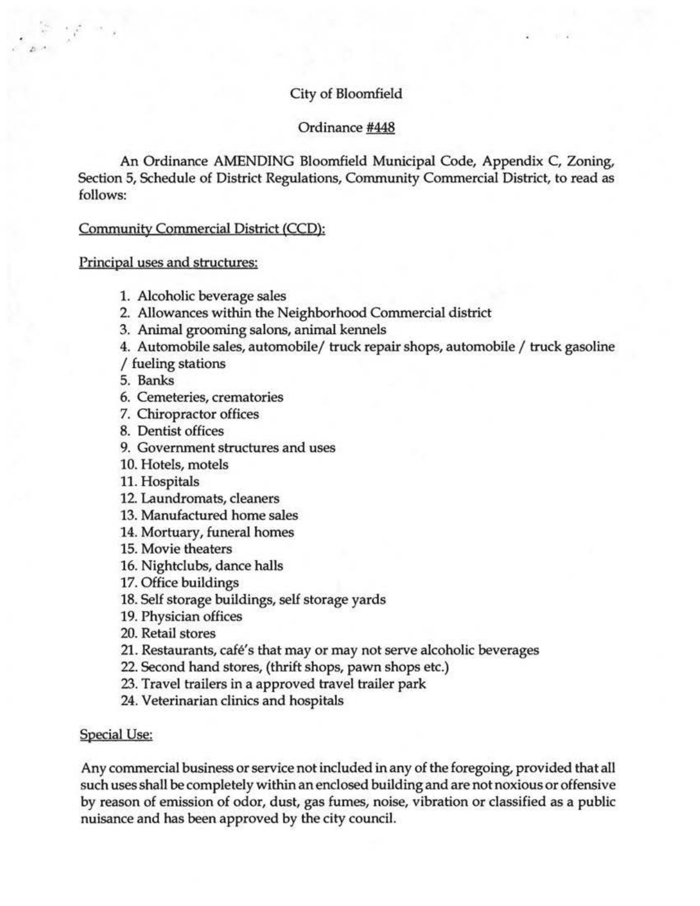City of Bloomfield

Ordinance #448

An Ordinance AMENDING Bloomfield Municipal Code, Appendix C, Zoning, Section 5, Schedule of District Regulations, Community Commercial District, to read as follows:

Community Commercial District (CCD):

Principal uses and structures:

1. Alcoholic beverage sales
2. Allowances within the Neighborhood Commercial district
3. Animal grooming salons, animal kennels
4. Automobile sales, automobile/ truck repair shops, automobile / truck gasoline / fueling stations
5. Banks
6. Cemeteries, crematories
7. Chiropractor offices
8. Dentist offices
9. Government structures and uses
10. Hotels, motels
11. Hospitals
12. Laundromats, cleaners
13. Manufactured home sales
14. Mortuary, funeral homes
15. Movie theaters
16. Nightclubs, dance halls
17. Office buildings
18. Self storage buildings, self storage yards
19. Physician offices
20. Retail stores
21. Restaurants, café's that may or may not serve alcoholic beverages
22. Second hand stores, (thrift shops, pawn shops etc.)
23. Travel trailers in a approved travel trailer park
24. Veterinarian clinics and hospitals

Special Use:

Any commercial business or service not included in any of the foregoing, provided that all such uses shall be completely within an enclosed building and are not noxious or offensive by reason of emission of odor, dust, gas fumes, noise, vibration or classified as a public nuisance and has been approved by the city council.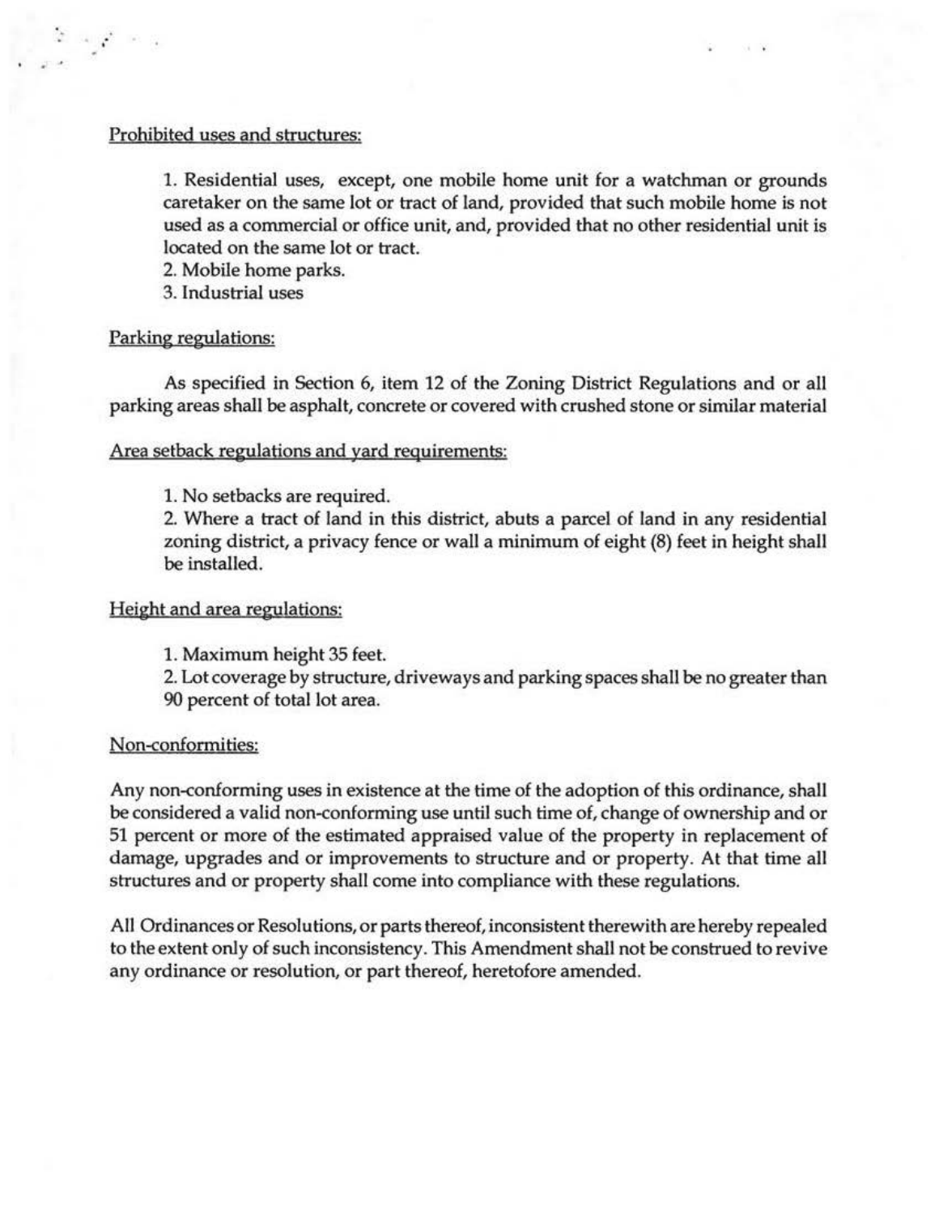Prohibited uses and structures:

1. Residential uses, except, one mobile home unit for a watchman or grounds caretaker on the same lot or tract of land, provided that such mobile home is not used as a commercial or office unit, and, provided that no other residential unit is located on the same lot or tract.
2. Mobile home parks.
3. Industrial uses

Parking regulations:

As specified in Section 6, item 12 of the Zoning District Regulations and or all parking areas shall be asphalt, concrete or covered with crushed stone or similar material

Area setback regulations and yard requirements:

1. No setbacks are required.
2. Where a tract of land in this district, abuts a parcel of land in any residential zoning district, a privacy fence or wall a minimum of eight (8) feet in height shall be installed.

Height and area regulations:

1. Maximum height 35 feet.
2. Lot coverage by structure, driveways and parking spaces shall be no greater than 90 percent of total lot area.

Non-conformities:

Any non-conforming uses in existence at the time of the adoption of this ordinance, shall be considered a valid non-conforming use until such time of, change of ownership and or 51 percent or more of the estimated appraised value of the property in replacement of damage, upgrades and or improvements to structure and or property. At that time all structures and or property shall come into compliance with these regulations.

All Ordinances or Resolutions, or parts thereof, inconsistent therewith are hereby repealed to the extent only of such inconsistency. This Amendment shall not be construed to revive any ordinance or resolution, or part thereof, heretofore amended.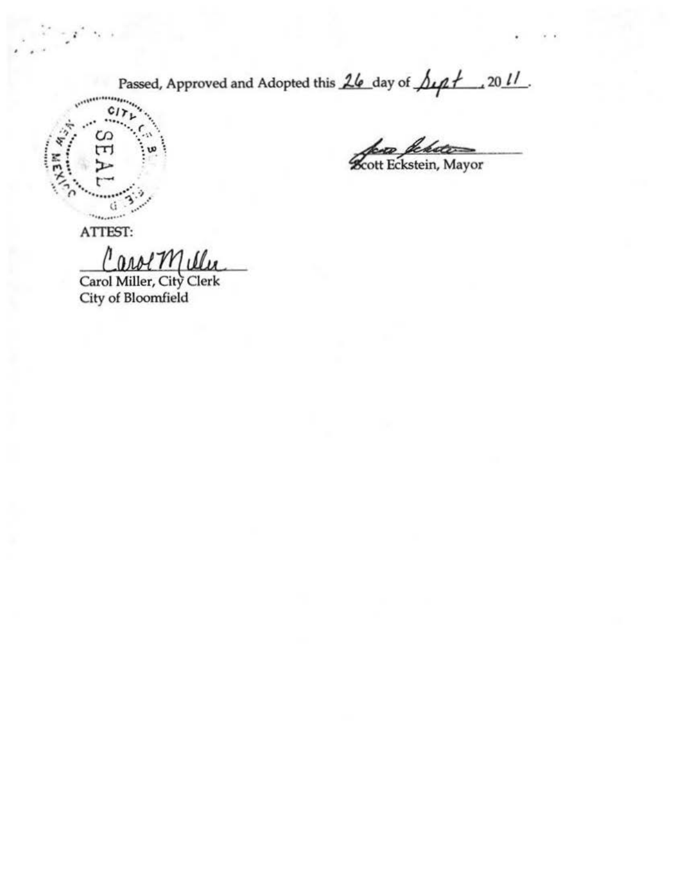Passed, Approved and Adopted this 26 day of Sept, 2011.

SEAL

Scott Eckstein, Mayor

ATTEST:

Carol Miller, City Clerk
City of Bloomfield